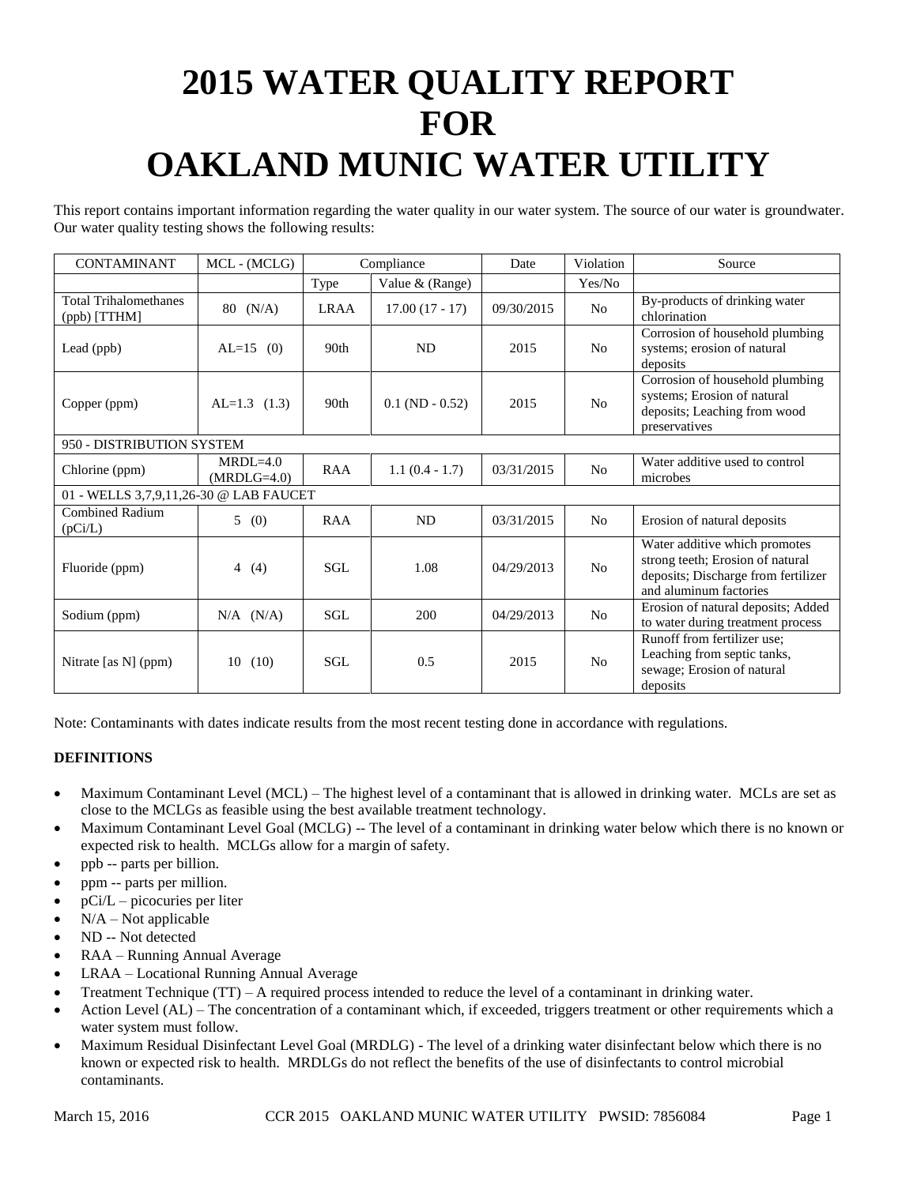# 2015 WATER QUALITY REPORT FOR OAKLAND MUNIC WATER UTILITY

This report contains important information regarding the water quality in our water system. The source of our water is groundwater. Our water quality testing shows the following results:

| CONTAMINANT | MCL - (MCLG) | Compliance | | Date | Violation | Source |
|---|---|---|---|---|---|---|
| | | Type | Value & (Range) | | Yes/No | |
| Total Trihalomethanes (ppb) [TTHM] | 80 (N/A) | LRAA | 17.00 (17 - 17) | 09/30/2015 | No | By-products of drinking water chlorination |
| Lead (ppb) | AL=15 (0) | 90th | ND | 2015 | No | Corrosion of household plumbing systems; erosion of natural deposits |
| Copper (ppm) | AL=1.3 (1.3) | 90th | 0.1 (ND - 0.52) | 2015 | No | Corrosion of household plumbing systems; Erosion of natural deposits; Leaching from wood preservatives |
| 950 - DISTRIBUTION SYSTEM | | | | | | |
| Chlorine (ppm) | MRDL=4.0 (MRDLG=4.0) | RAA | 1.1 (0.4 - 1.7) | 03/31/2015 | No | Water additive used to control microbes |
| 01 - WELLS 3,7,9,11,26-30 @ LAB FAUCET | | | | | | |
| Combined Radium (pCi/L) | 5 (0) | RAA | ND | 03/31/2015 | No | Erosion of natural deposits |
| Fluoride (ppm) | 4 (4) | SGL | 1.08 | 04/29/2013 | No | Water additive which promotes strong teeth; Erosion of natural deposits; Discharge from fertilizer and aluminum factories |
| Sodium (ppm) | N/A (N/A) | SGL | 200 | 04/29/2013 | No | Erosion of natural deposits; Added to water during treatment process |
| Nitrate [as N] (ppm) | 10 (10) | SGL | 0.5 | 2015 | No | Runoff from fertilizer use; Leaching from septic tanks, sewage; Erosion of natural deposits |

Note: Contaminants with dates indicate results from the most recent testing done in accordance with regulations.

**DEFINITIONS**

- Maximum Contaminant Level (MCL) – The highest level of a contaminant that is allowed in drinking water. MCLs are set as close to the MCLGs as feasible using the best available treatment technology.
- Maximum Contaminant Level Goal (MCLG) -- The level of a contaminant in drinking water below which there is no known or expected risk to health. MCLGs allow for a margin of safety.
- ppb -- parts per billion.
- ppm -- parts per million.
- pCi/L – picocuries per liter
- N/A – Not applicable
- ND -- Not detected
- RAA – Running Annual Average
- LRAA – Locational Running Annual Average
- Treatment Technique (TT) – A required process intended to reduce the level of a contaminant in drinking water.
- Action Level (AL) – The concentration of a contaminant which, if exceeded, triggers treatment or other requirements which a water system must follow.
- Maximum Residual Disinfectant Level Goal (MRDLG) - The level of a drinking water disinfectant below which there is no known or expected risk to health. MRDLGs do not reflect the benefits of the use of disinfectants to control microbial contaminants.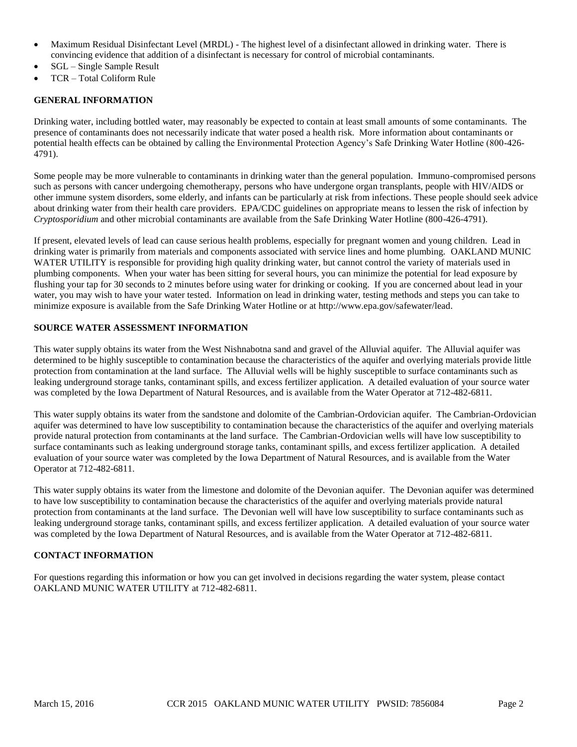- Maximum Residual Disinfectant Level (MRDL) - The highest level of a disinfectant allowed in drinking water. There is convincing evidence that addition of a disinfectant is necessary for control of microbial contaminants.
- SGL – Single Sample Result
- TCR – Total Coliform Rule

**GENERAL INFORMATION**

Drinking water, including bottled water, may reasonably be expected to contain at least small amounts of some contaminants. The presence of contaminants does not necessarily indicate that water posed a health risk. More information about contaminants or potential health effects can be obtained by calling the Environmental Protection Agency's Safe Drinking Water Hotline (800-426-4791).

Some people may be more vulnerable to contaminants in drinking water than the general population. Immuno-compromised persons such as persons with cancer undergoing chemotherapy, persons who have undergone organ transplants, people with HIV/AIDS or other immune system disorders, some elderly, and infants can be particularly at risk from infections. These people should seek advice about drinking water from their health care providers. EPA/CDC guidelines on appropriate means to lessen the risk of infection by *Cryptosporidium* and other microbial contaminants are available from the Safe Drinking Water Hotline (800-426-4791).

If present, elevated levels of lead can cause serious health problems, especially for pregnant women and young children. Lead in drinking water is primarily from materials and components associated with service lines and home plumbing. OAKLAND MUNIC WATER UTILITY is responsible for providing high quality drinking water, but cannot control the variety of materials used in plumbing components. When your water has been sitting for several hours, you can minimize the potential for lead exposure by flushing your tap for 30 seconds to 2 minutes before using water for drinking or cooking. If you are concerned about lead in your water, you may wish to have your water tested. Information on lead in drinking water, testing methods and steps you can take to minimize exposure is available from the Safe Drinking Water Hotline or at http://www.epa.gov/safewater/lead.

**SOURCE WATER ASSESSMENT INFORMATION**

This water supply obtains its water from the West Nishnabotna sand and gravel of the Alluvial aquifer. The Alluvial aquifer was determined to be highly susceptible to contamination because the characteristics of the aquifer and overlying materials provide little protection from contamination at the land surface. The Alluvial wells will be highly susceptible to surface contaminants such as leaking underground storage tanks, contaminant spills, and excess fertilizer application. A detailed evaluation of your source water was completed by the Iowa Department of Natural Resources, and is available from the Water Operator at 712-482-6811.

This water supply obtains its water from the sandstone and dolomite of the Cambrian-Ordovician aquifer. The Cambrian-Ordovician aquifer was determined to have low susceptibility to contamination because the characteristics of the aquifer and overlying materials provide natural protection from contaminants at the land surface. The Cambrian-Ordovician wells will have low susceptibility to surface contaminants such as leaking underground storage tanks, contaminant spills, and excess fertilizer application. A detailed evaluation of your source water was completed by the Iowa Department of Natural Resources, and is available from the Water Operator at 712-482-6811.

This water supply obtains its water from the limestone and dolomite of the Devonian aquifer. The Devonian aquifer was determined to have low susceptibility to contamination because the characteristics of the aquifer and overlying materials provide natural protection from contaminants at the land surface. The Devonian well will have low susceptibility to surface contaminants such as leaking underground storage tanks, contaminant spills, and excess fertilizer application. A detailed evaluation of your source water was completed by the Iowa Department of Natural Resources, and is available from the Water Operator at 712-482-6811.

**CONTACT INFORMATION**

For questions regarding this information or how you can get involved in decisions regarding the water system, please contact OAKLAND MUNIC WATER UTILITY at 712-482-6811.